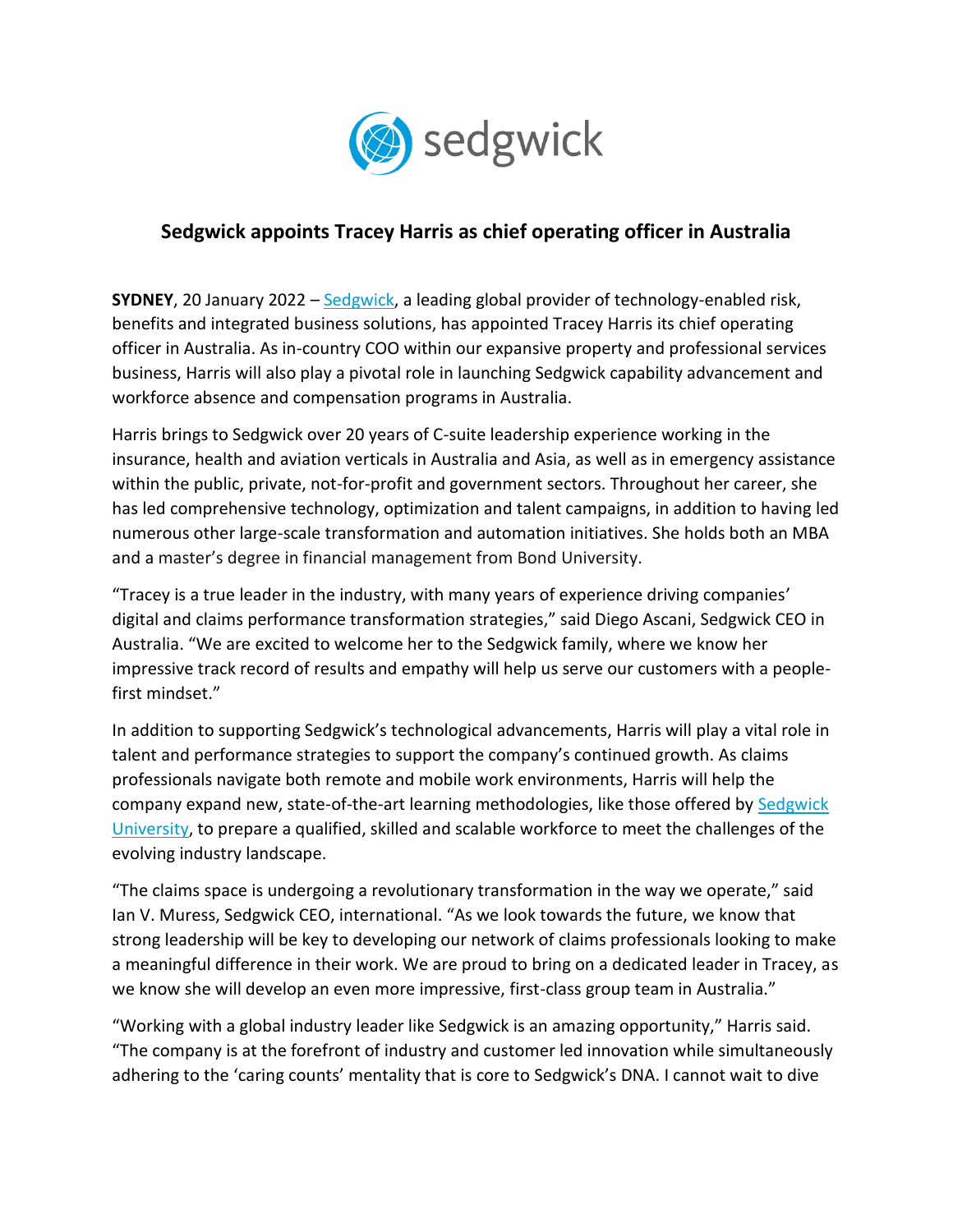# Sedgwick appoints Tracey Harris as chief operating officer in Australia

**SYDNEY**, 20 January 2022 – [Sedgwick](), a leading global provider of technology-enabled risk, benefits and integrated business solutions, has appointed Tracey Harris its chief operating officer in Australia. As in-country COO within our expansive property and professional services business, Harris will also play a pivotal role in launching Sedgwick capability advancement and workforce absence and compensation programs in Australia.

Harris brings to Sedgwick over 20 years of C-suite leadership experience working in the insurance, health and aviation verticals in Australia and Asia, as well as in emergency assistance within the public, private, not-for-profit and government sectors. Throughout her career, she has led comprehensive technology, optimization and talent campaigns, in addition to having led numerous other large-scale transformation and automation initiatives. She holds both an MBA and a master's degree in financial management from Bond University.

"Tracey is a true leader in the industry, with many years of experience driving companies' digital and claims performance transformation strategies," said Diego Ascani, Sedgwick CEO in Australia. "We are excited to welcome her to the Sedgwick family, where we know her impressive track record of results and empathy will help us serve our customers with a people-first mindset."

In addition to supporting Sedgwick's technological advancements, Harris will play a vital role in talent and performance strategies to support the company's continued growth. As claims professionals navigate both remote and mobile work environments, Harris will help the company expand new, state-of-the-art learning methodologies, like those offered by [Sedgwick University](), to prepare a qualified, skilled and scalable workforce to meet the challenges of the evolving industry landscape.

"The claims space is undergoing a revolutionary transformation in the way we operate," said Ian V. Muress, Sedgwick CEO, international. "As we look towards the future, we know that strong leadership will be key to developing our network of claims professionals looking to make a meaningful difference in their work. We are proud to bring on a dedicated leader in Tracey, as we know she will develop an even more impressive, first-class group team in Australia."

"Working with a global industry leader like Sedgwick is an amazing opportunity," Harris said. "The company is at the forefront of industry and customer led innovation while simultaneously adhering to the 'caring counts' mentality that is core to Sedgwick's DNA. I cannot wait to dive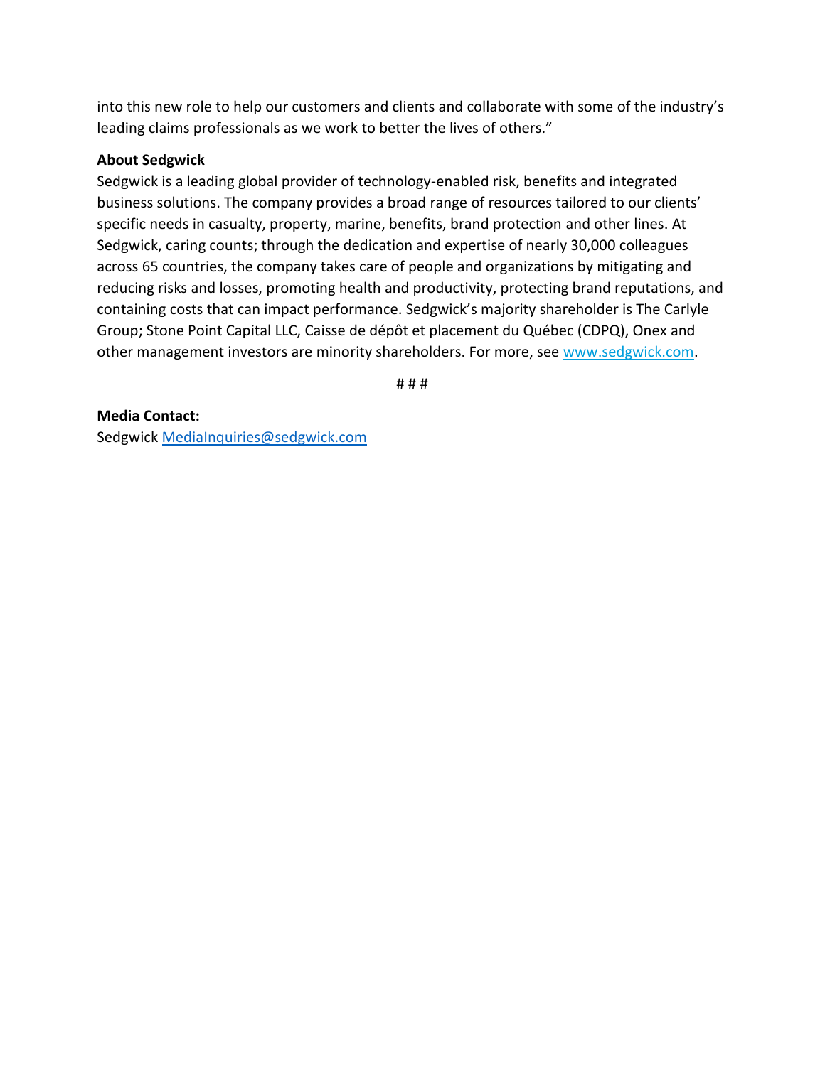into this new role to help our customers and clients and collaborate with some of the industry's leading claims professionals as we work to better the lives of others."

**About Sedgwick**
Sedgwick is a leading global provider of technology-enabled risk, benefits and integrated business solutions. The company provides a broad range of resources tailored to our clients' specific needs in casualty, property, marine, benefits, brand protection and other lines. At Sedgwick, caring counts; through the dedication and expertise of nearly 30,000 colleagues across 65 countries, the company takes care of people and organizations by mitigating and reducing risks and losses, promoting health and productivity, protecting brand reputations, and containing costs that can impact performance. Sedgwick's majority shareholder is The Carlyle Group; Stone Point Capital LLC, Caisse de dépôt et placement du Québec (CDPQ), Onex and other management investors are minority shareholders. For more, see www.sedgwick.com.

# # #

**Media Contact:**
Sedgwick MediaInquiries@sedgwick.com